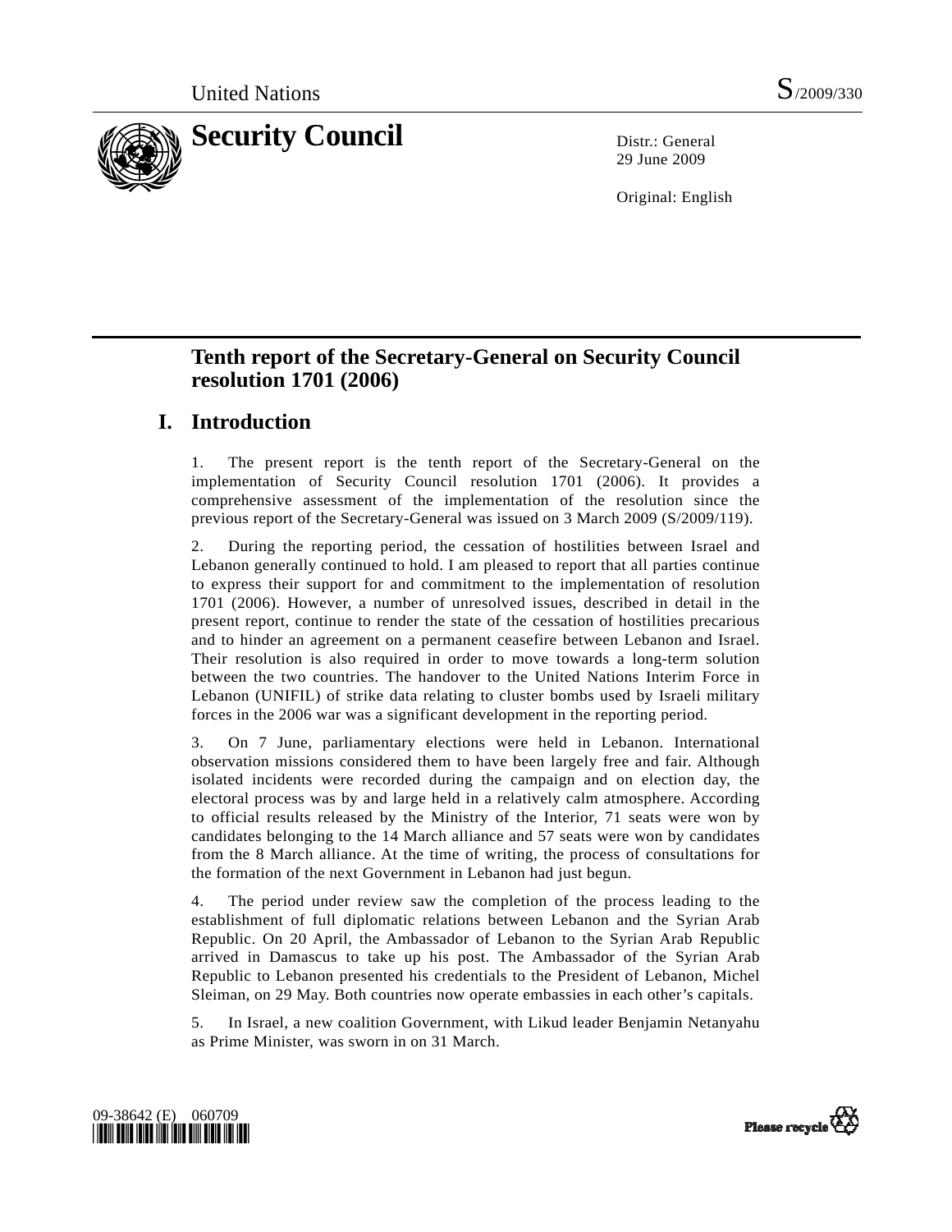United Nations S/2009/330

# Security Council

Distr.: General
29 June 2009

Original: English

## Tenth report of the Secretary-General on Security Council resolution 1701 (2006)

## I. Introduction

1. The present report is the tenth report of the Secretary-General on the implementation of Security Council resolution 1701 (2006). It provides a comprehensive assessment of the implementation of the resolution since the previous report of the Secretary-General was issued on 3 March 2009 (S/2009/119).

2. During the reporting period, the cessation of hostilities between Israel and Lebanon generally continued to hold. I am pleased to report that all parties continue to express their support for and commitment to the implementation of resolution 1701 (2006). However, a number of unresolved issues, described in detail in the present report, continue to render the state of the cessation of hostilities precarious and to hinder an agreement on a permanent ceasefire between Lebanon and Israel. Their resolution is also required in order to move towards a long-term solution between the two countries. The handover to the United Nations Interim Force in Lebanon (UNIFIL) of strike data relating to cluster bombs used by Israeli military forces in the 2006 war was a significant development in the reporting period.

3. On 7 June, parliamentary elections were held in Lebanon. International observation missions considered them to have been largely free and fair. Although isolated incidents were recorded during the campaign and on election day, the electoral process was by and large held in a relatively calm atmosphere. According to official results released by the Ministry of the Interior, 71 seats were won by candidates belonging to the 14 March alliance and 57 seats were won by candidates from the 8 March alliance. At the time of writing, the process of consultations for the formation of the next Government in Lebanon had just begun.

4. The period under review saw the completion of the process leading to the establishment of full diplomatic relations between Lebanon and the Syrian Arab Republic. On 20 April, the Ambassador of Lebanon to the Syrian Arab Republic arrived in Damascus to take up his post. The Ambassador of the Syrian Arab Republic to Lebanon presented his credentials to the President of Lebanon, Michel Sleiman, on 29 May. Both countries now operate embassies in each other's capitals.

5. In Israel, a new coalition Government, with Likud leader Benjamin Netanyahu as Prime Minister, was sworn in on 31 March.

09-38642 (E) 060709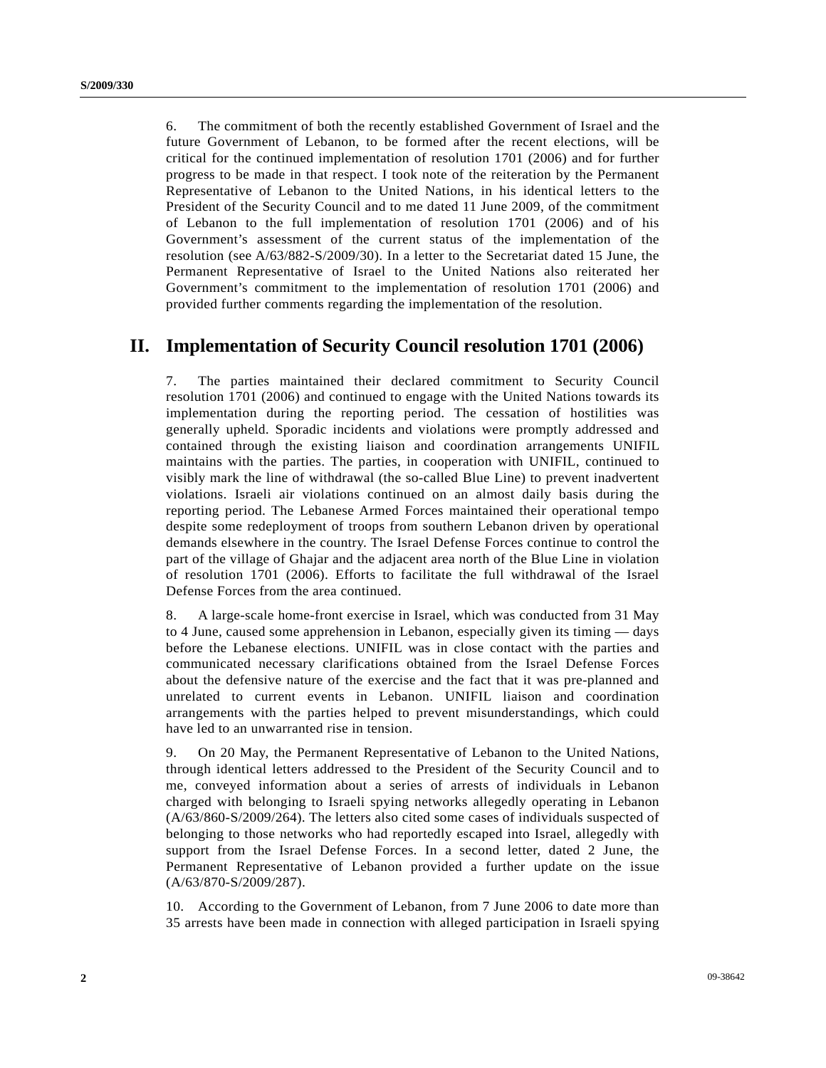6. The commitment of both the recently established Government of Israel and the future Government of Lebanon, to be formed after the recent elections, will be critical for the continued implementation of resolution 1701 (2006) and for further progress to be made in that respect. I took note of the reiteration by the Permanent Representative of Lebanon to the United Nations, in his identical letters to the President of the Security Council and to me dated 11 June 2009, of the commitment of Lebanon to the full implementation of resolution 1701 (2006) and of his Government's assessment of the current status of the implementation of the resolution (see A/63/882-S/2009/30). In a letter to the Secretariat dated 15 June, the Permanent Representative of Israel to the United Nations also reiterated her Government's commitment to the implementation of resolution 1701 (2006) and provided further comments regarding the implementation of the resolution.

## II. Implementation of Security Council resolution 1701 (2006)

7. The parties maintained their declared commitment to Security Council resolution 1701 (2006) and continued to engage with the United Nations towards its implementation during the reporting period. The cessation of hostilities was generally upheld. Sporadic incidents and violations were promptly addressed and contained through the existing liaison and coordination arrangements UNIFIL maintains with the parties. The parties, in cooperation with UNIFIL, continued to visibly mark the line of withdrawal (the so-called Blue Line) to prevent inadvertent violations. Israeli air violations continued on an almost daily basis during the reporting period. The Lebanese Armed Forces maintained their operational tempo despite some redeployment of troops from southern Lebanon driven by operational demands elsewhere in the country. The Israel Defense Forces continue to control the part of the village of Ghajar and the adjacent area north of the Blue Line in violation of resolution 1701 (2006). Efforts to facilitate the full withdrawal of the Israel Defense Forces from the area continued.

8. A large-scale home-front exercise in Israel, which was conducted from 31 May to 4 June, caused some apprehension in Lebanon, especially given its timing — days before the Lebanese elections. UNIFIL was in close contact with the parties and communicated necessary clarifications obtained from the Israel Defense Forces about the defensive nature of the exercise and the fact that it was pre-planned and unrelated to current events in Lebanon. UNIFIL liaison and coordination arrangements with the parties helped to prevent misunderstandings, which could have led to an unwarranted rise in tension.

9. On 20 May, the Permanent Representative of Lebanon to the United Nations, through identical letters addressed to the President of the Security Council and to me, conveyed information about a series of arrests of individuals in Lebanon charged with belonging to Israeli spying networks allegedly operating in Lebanon (A/63/860-S/2009/264). The letters also cited some cases of individuals suspected of belonging to those networks who had reportedly escaped into Israel, allegedly with support from the Israel Defense Forces. In a second letter, dated 2 June, the Permanent Representative of Lebanon provided a further update on the issue (A/63/870-S/2009/287).

10. According to the Government of Lebanon, from 7 June 2006 to date more than 35 arrests have been made in connection with alleged participation in Israeli spying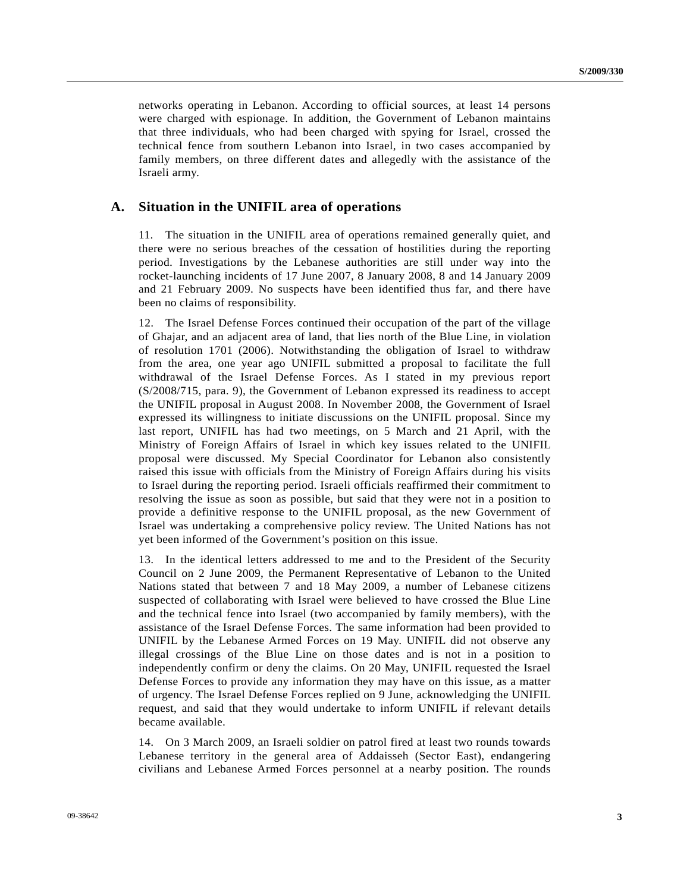networks operating in Lebanon. According to official sources, at least 14 persons were charged with espionage. In addition, the Government of Lebanon maintains that three individuals, who had been charged with spying for Israel, crossed the technical fence from southern Lebanon into Israel, in two cases accompanied by family members, on three different dates and allegedly with the assistance of the Israeli army.

## A. Situation in the UNIFIL area of operations

11. The situation in the UNIFIL area of operations remained generally quiet, and there were no serious breaches of the cessation of hostilities during the reporting period. Investigations by the Lebanese authorities are still under way into the rocket-launching incidents of 17 June 2007, 8 January 2008, 8 and 14 January 2009 and 21 February 2009. No suspects have been identified thus far, and there have been no claims of responsibility.

12. The Israel Defense Forces continued their occupation of the part of the village of Ghajar, and an adjacent area of land, that lies north of the Blue Line, in violation of resolution 1701 (2006). Notwithstanding the obligation of Israel to withdraw from the area, one year ago UNIFIL submitted a proposal to facilitate the full withdrawal of the Israel Defense Forces. As I stated in my previous report (S/2008/715, para. 9), the Government of Lebanon expressed its readiness to accept the UNIFIL proposal in August 2008. In November 2008, the Government of Israel expressed its willingness to initiate discussions on the UNIFIL proposal. Since my last report, UNIFIL has had two meetings, on 5 March and 21 April, with the Ministry of Foreign Affairs of Israel in which key issues related to the UNIFIL proposal were discussed. My Special Coordinator for Lebanon also consistently raised this issue with officials from the Ministry of Foreign Affairs during his visits to Israel during the reporting period. Israeli officials reaffirmed their commitment to resolving the issue as soon as possible, but said that they were not in a position to provide a definitive response to the UNIFIL proposal, as the new Government of Israel was undertaking a comprehensive policy review. The United Nations has not yet been informed of the Government's position on this issue.

13. In the identical letters addressed to me and to the President of the Security Council on 2 June 2009, the Permanent Representative of Lebanon to the United Nations stated that between 7 and 18 May 2009, a number of Lebanese citizens suspected of collaborating with Israel were believed to have crossed the Blue Line and the technical fence into Israel (two accompanied by family members), with the assistance of the Israel Defense Forces. The same information had been provided to UNIFIL by the Lebanese Armed Forces on 19 May. UNIFIL did not observe any illegal crossings of the Blue Line on those dates and is not in a position to independently confirm or deny the claims. On 20 May, UNIFIL requested the Israel Defense Forces to provide any information they may have on this issue, as a matter of urgency. The Israel Defense Forces replied on 9 June, acknowledging the UNIFIL request, and said that they would undertake to inform UNIFIL if relevant details became available.

14. On 3 March 2009, an Israeli soldier on patrol fired at least two rounds towards Lebanese territory in the general area of Addaisseh (Sector East), endangering civilians and Lebanese Armed Forces personnel at a nearby position. The rounds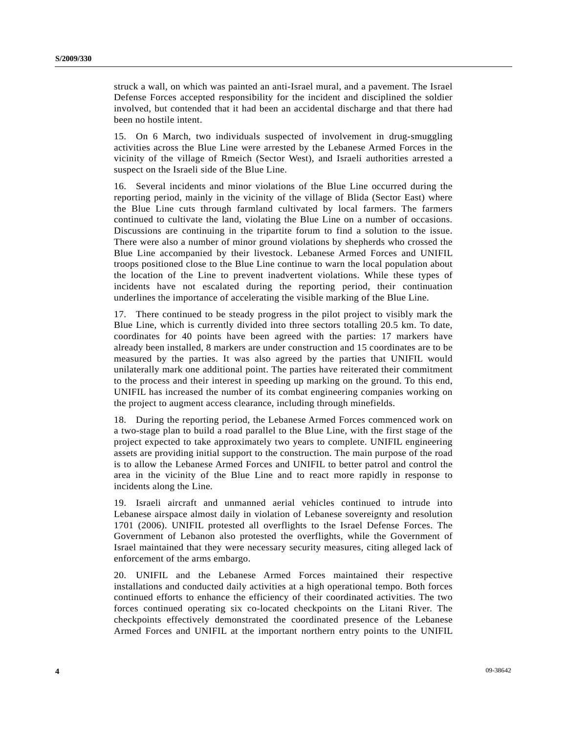struck a wall, on which was painted an anti-Israel mural, and a pavement. The Israel Defense Forces accepted responsibility for the incident and disciplined the soldier involved, but contended that it had been an accidental discharge and that there had been no hostile intent.

15. On 6 March, two individuals suspected of involvement in drug-smuggling activities across the Blue Line were arrested by the Lebanese Armed Forces in the vicinity of the village of Rmeich (Sector West), and Israeli authorities arrested a suspect on the Israeli side of the Blue Line.

16. Several incidents and minor violations of the Blue Line occurred during the reporting period, mainly in the vicinity of the village of Blida (Sector East) where the Blue Line cuts through farmland cultivated by local farmers. The farmers continued to cultivate the land, violating the Blue Line on a number of occasions. Discussions are continuing in the tripartite forum to find a solution to the issue. There were also a number of minor ground violations by shepherds who crossed the Blue Line accompanied by their livestock. Lebanese Armed Forces and UNIFIL troops positioned close to the Blue Line continue to warn the local population about the location of the Line to prevent inadvertent violations. While these types of incidents have not escalated during the reporting period, their continuation underlines the importance of accelerating the visible marking of the Blue Line.

17. There continued to be steady progress in the pilot project to visibly mark the Blue Line, which is currently divided into three sectors totalling 20.5 km. To date, coordinates for 40 points have been agreed with the parties: 17 markers have already been installed, 8 markers are under construction and 15 coordinates are to be measured by the parties. It was also agreed by the parties that UNIFIL would unilaterally mark one additional point. The parties have reiterated their commitment to the process and their interest in speeding up marking on the ground. To this end, UNIFIL has increased the number of its combat engineering companies working on the project to augment access clearance, including through minefields.

18. During the reporting period, the Lebanese Armed Forces commenced work on a two-stage plan to build a road parallel to the Blue Line, with the first stage of the project expected to take approximately two years to complete. UNIFIL engineering assets are providing initial support to the construction. The main purpose of the road is to allow the Lebanese Armed Forces and UNIFIL to better patrol and control the area in the vicinity of the Blue Line and to react more rapidly in response to incidents along the Line.

19. Israeli aircraft and unmanned aerial vehicles continued to intrude into Lebanese airspace almost daily in violation of Lebanese sovereignty and resolution 1701 (2006). UNIFIL protested all overflights to the Israel Defense Forces. The Government of Lebanon also protested the overflights, while the Government of Israel maintained that they were necessary security measures, citing alleged lack of enforcement of the arms embargo.

20. UNIFIL and the Lebanese Armed Forces maintained their respective installations and conducted daily activities at a high operational tempo. Both forces continued efforts to enhance the efficiency of their coordinated activities. The two forces continued operating six co-located checkpoints on the Litani River. The checkpoints effectively demonstrated the coordinated presence of the Lebanese Armed Forces and UNIFIL at the important northern entry points to the UNIFIL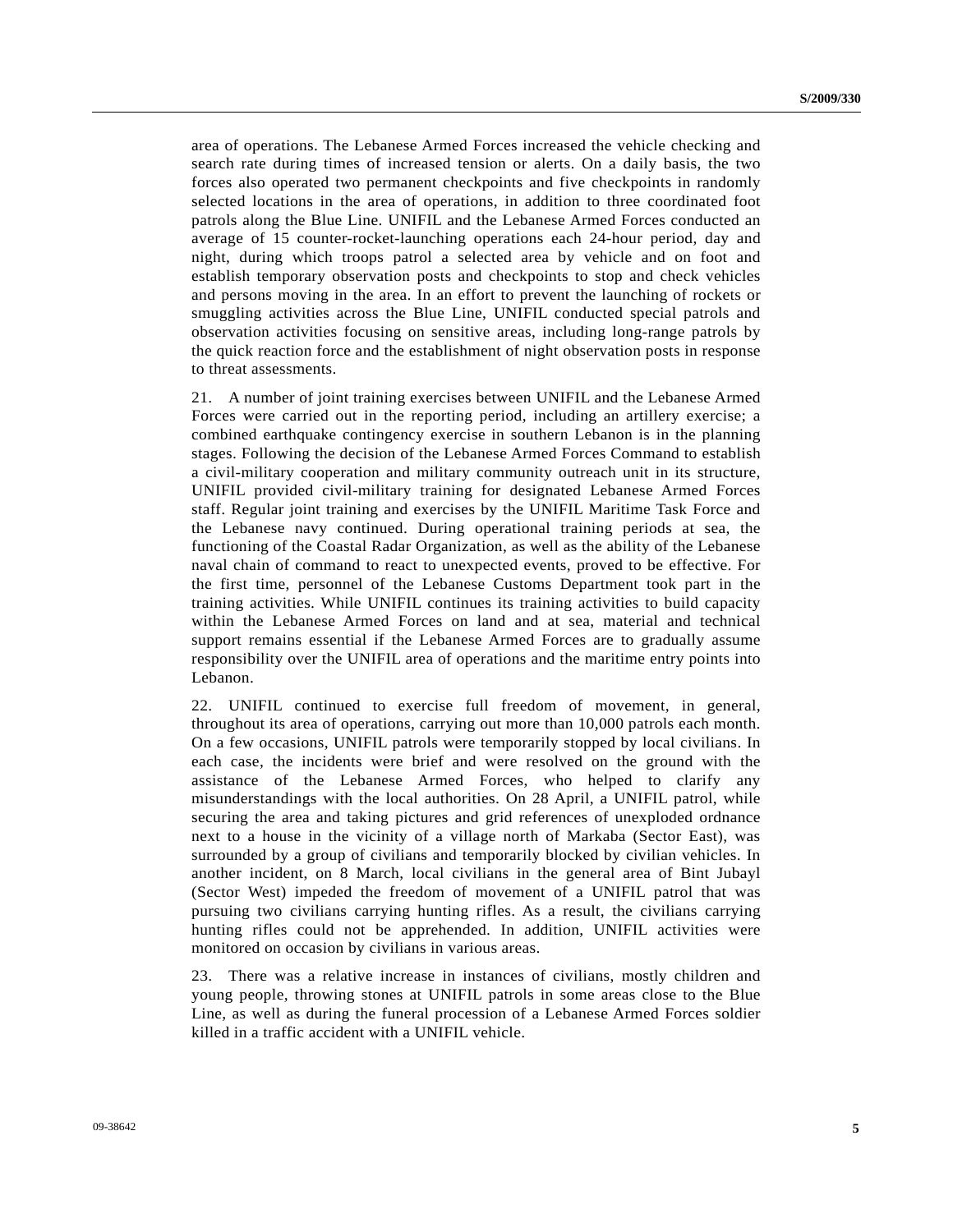area of operations. The Lebanese Armed Forces increased the vehicle checking and search rate during times of increased tension or alerts. On a daily basis, the two forces also operated two permanent checkpoints and five checkpoints in randomly selected locations in the area of operations, in addition to three coordinated foot patrols along the Blue Line. UNIFIL and the Lebanese Armed Forces conducted an average of 15 counter-rocket-launching operations each 24-hour period, day and night, during which troops patrol a selected area by vehicle and on foot and establish temporary observation posts and checkpoints to stop and check vehicles and persons moving in the area. In an effort to prevent the launching of rockets or smuggling activities across the Blue Line, UNIFIL conducted special patrols and observation activities focusing on sensitive areas, including long-range patrols by the quick reaction force and the establishment of night observation posts in response to threat assessments.

21. A number of joint training exercises between UNIFIL and the Lebanese Armed Forces were carried out in the reporting period, including an artillery exercise; a combined earthquake contingency exercise in southern Lebanon is in the planning stages. Following the decision of the Lebanese Armed Forces Command to establish a civil-military cooperation and military community outreach unit in its structure, UNIFIL provided civil-military training for designated Lebanese Armed Forces staff. Regular joint training and exercises by the UNIFIL Maritime Task Force and the Lebanese navy continued. During operational training periods at sea, the functioning of the Coastal Radar Organization, as well as the ability of the Lebanese naval chain of command to react to unexpected events, proved to be effective. For the first time, personnel of the Lebanese Customs Department took part in the training activities. While UNIFIL continues its training activities to build capacity within the Lebanese Armed Forces on land and at sea, material and technical support remains essential if the Lebanese Armed Forces are to gradually assume responsibility over the UNIFIL area of operations and the maritime entry points into Lebanon.

22. UNIFIL continued to exercise full freedom of movement, in general, throughout its area of operations, carrying out more than 10,000 patrols each month. On a few occasions, UNIFIL patrols were temporarily stopped by local civilians. In each case, the incidents were brief and were resolved on the ground with the assistance of the Lebanese Armed Forces, who helped to clarify any misunderstandings with the local authorities. On 28 April, a UNIFIL patrol, while securing the area and taking pictures and grid references of unexploded ordnance next to a house in the vicinity of a village north of Markaba (Sector East), was surrounded by a group of civilians and temporarily blocked by civilian vehicles. In another incident, on 8 March, local civilians in the general area of Bint Jubayl (Sector West) impeded the freedom of movement of a UNIFIL patrol that was pursuing two civilians carrying hunting rifles. As a result, the civilians carrying hunting rifles could not be apprehended. In addition, UNIFIL activities were monitored on occasion by civilians in various areas.

23. There was a relative increase in instances of civilians, mostly children and young people, throwing stones at UNIFIL patrols in some areas close to the Blue Line, as well as during the funeral procession of a Lebanese Armed Forces soldier killed in a traffic accident with a UNIFIL vehicle.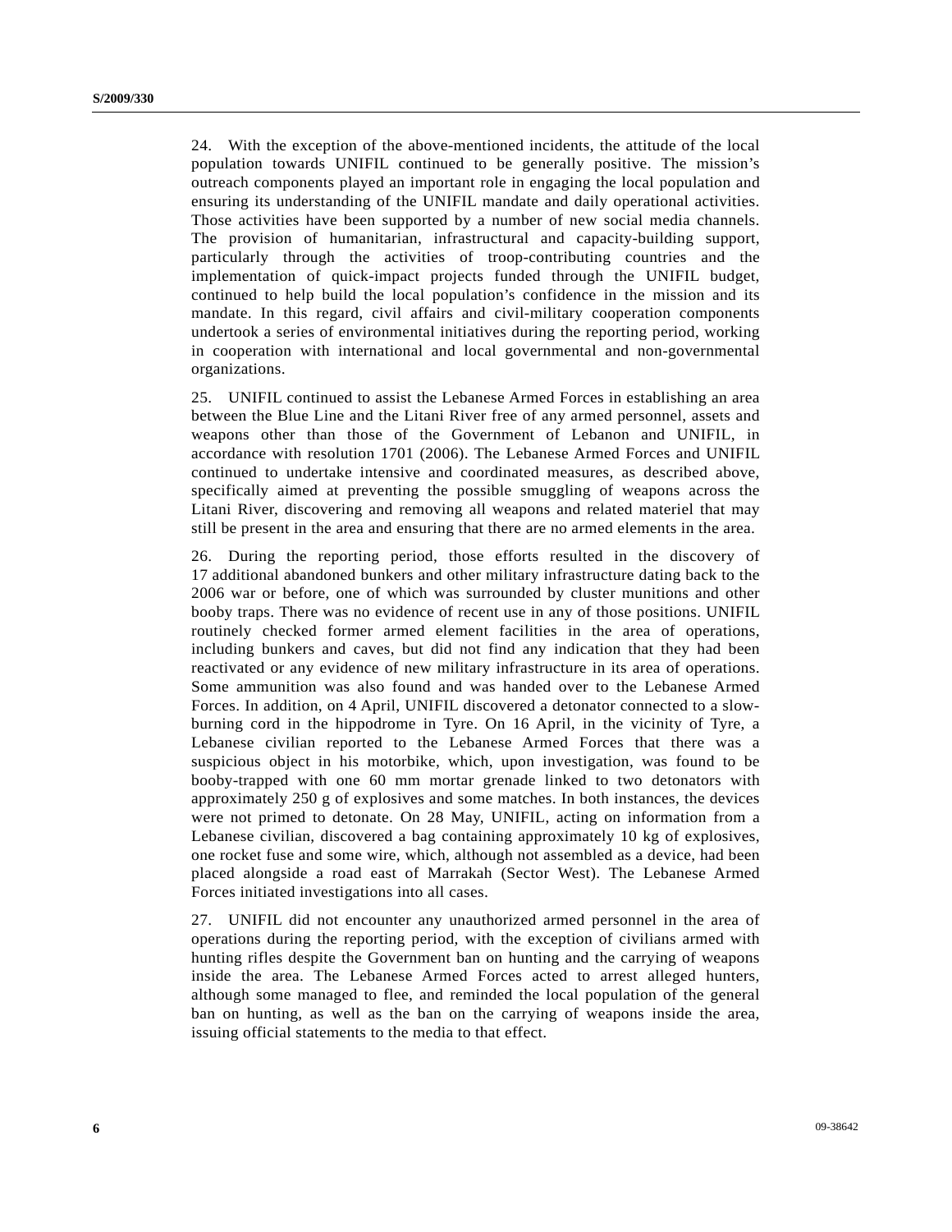24. With the exception of the above-mentioned incidents, the attitude of the local population towards UNIFIL continued to be generally positive. The mission's outreach components played an important role in engaging the local population and ensuring its understanding of the UNIFIL mandate and daily operational activities. Those activities have been supported by a number of new social media channels. The provision of humanitarian, infrastructural and capacity-building support, particularly through the activities of troop-contributing countries and the implementation of quick-impact projects funded through the UNIFIL budget, continued to help build the local population's confidence in the mission and its mandate. In this regard, civil affairs and civil-military cooperation components undertook a series of environmental initiatives during the reporting period, working in cooperation with international and local governmental and non-governmental organizations.

25. UNIFIL continued to assist the Lebanese Armed Forces in establishing an area between the Blue Line and the Litani River free of any armed personnel, assets and weapons other than those of the Government of Lebanon and UNIFIL, in accordance with resolution 1701 (2006). The Lebanese Armed Forces and UNIFIL continued to undertake intensive and coordinated measures, as described above, specifically aimed at preventing the possible smuggling of weapons across the Litani River, discovering and removing all weapons and related materiel that may still be present in the area and ensuring that there are no armed elements in the area.

26. During the reporting period, those efforts resulted in the discovery of 17 additional abandoned bunkers and other military infrastructure dating back to the 2006 war or before, one of which was surrounded by cluster munitions and other booby traps. There was no evidence of recent use in any of those positions. UNIFIL routinely checked former armed element facilities in the area of operations, including bunkers and caves, but did not find any indication that they had been reactivated or any evidence of new military infrastructure in its area of operations. Some ammunition was also found and was handed over to the Lebanese Armed Forces. In addition, on 4 April, UNIFIL discovered a detonator connected to a slow-burning cord in the hippodrome in Tyre. On 16 April, in the vicinity of Tyre, a Lebanese civilian reported to the Lebanese Armed Forces that there was a suspicious object in his motorbike, which, upon investigation, was found to be booby-trapped with one 60 mm mortar grenade linked to two detonators with approximately 250 g of explosives and some matches. In both instances, the devices were not primed to detonate. On 28 May, UNIFIL, acting on information from a Lebanese civilian, discovered a bag containing approximately 10 kg of explosives, one rocket fuse and some wire, which, although not assembled as a device, had been placed alongside a road east of Marrakah (Sector West). The Lebanese Armed Forces initiated investigations into all cases.

27. UNIFIL did not encounter any unauthorized armed personnel in the area of operations during the reporting period, with the exception of civilians armed with hunting rifles despite the Government ban on hunting and the carrying of weapons inside the area. The Lebanese Armed Forces acted to arrest alleged hunters, although some managed to flee, and reminded the local population of the general ban on hunting, as well as the ban on the carrying of weapons inside the area, issuing official statements to the media to that effect.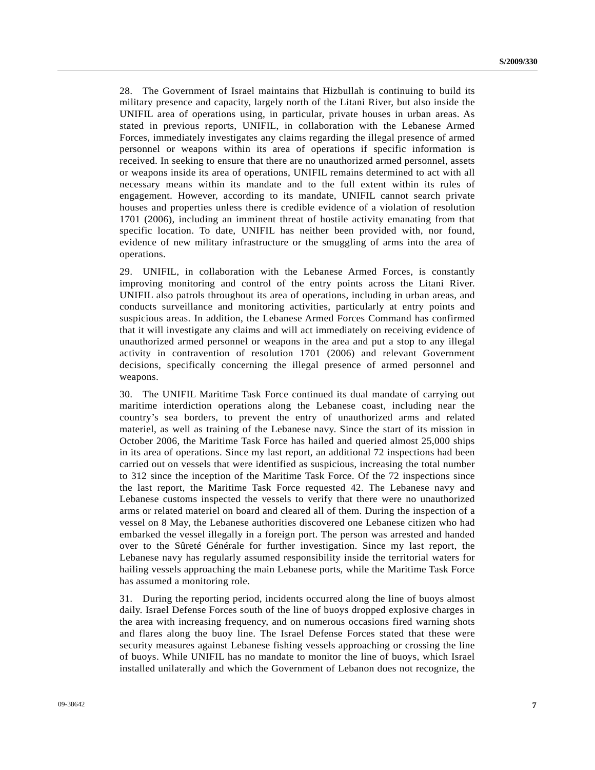28. The Government of Israel maintains that Hizbullah is continuing to build its military presence and capacity, largely north of the Litani River, but also inside the UNIFIL area of operations using, in particular, private houses in urban areas. As stated in previous reports, UNIFIL, in collaboration with the Lebanese Armed Forces, immediately investigates any claims regarding the illegal presence of armed personnel or weapons within its area of operations if specific information is received. In seeking to ensure that there are no unauthorized armed personnel, assets or weapons inside its area of operations, UNIFIL remains determined to act with all necessary means within its mandate and to the full extent within its rules of engagement. However, according to its mandate, UNIFIL cannot search private houses and properties unless there is credible evidence of a violation of resolution 1701 (2006), including an imminent threat of hostile activity emanating from that specific location. To date, UNIFIL has neither been provided with, nor found, evidence of new military infrastructure or the smuggling of arms into the area of operations.

29. UNIFIL, in collaboration with the Lebanese Armed Forces, is constantly improving monitoring and control of the entry points across the Litani River. UNIFIL also patrols throughout its area of operations, including in urban areas, and conducts surveillance and monitoring activities, particularly at entry points and suspicious areas. In addition, the Lebanese Armed Forces Command has confirmed that it will investigate any claims and will act immediately on receiving evidence of unauthorized armed personnel or weapons in the area and put a stop to any illegal activity in contravention of resolution 1701 (2006) and relevant Government decisions, specifically concerning the illegal presence of armed personnel and weapons.

30. The UNIFIL Maritime Task Force continued its dual mandate of carrying out maritime interdiction operations along the Lebanese coast, including near the country's sea borders, to prevent the entry of unauthorized arms and related materiel, as well as training of the Lebanese navy. Since the start of its mission in October 2006, the Maritime Task Force has hailed and queried almost 25,000 ships in its area of operations. Since my last report, an additional 72 inspections had been carried out on vessels that were identified as suspicious, increasing the total number to 312 since the inception of the Maritime Task Force. Of the 72 inspections since the last report, the Maritime Task Force requested 42. The Lebanese navy and Lebanese customs inspected the vessels to verify that there were no unauthorized arms or related materiel on board and cleared all of them. During the inspection of a vessel on 8 May, the Lebanese authorities discovered one Lebanese citizen who had embarked the vessel illegally in a foreign port. The person was arrested and handed over to the Sûreté Générale for further investigation. Since my last report, the Lebanese navy has regularly assumed responsibility inside the territorial waters for hailing vessels approaching the main Lebanese ports, while the Maritime Task Force has assumed a monitoring role.

31. During the reporting period, incidents occurred along the line of buoys almost daily. Israel Defense Forces south of the line of buoys dropped explosive charges in the area with increasing frequency, and on numerous occasions fired warning shots and flares along the buoy line. The Israel Defense Forces stated that these were security measures against Lebanese fishing vessels approaching or crossing the line of buoys. While UNIFIL has no mandate to monitor the line of buoys, which Israel installed unilaterally and which the Government of Lebanon does not recognize, the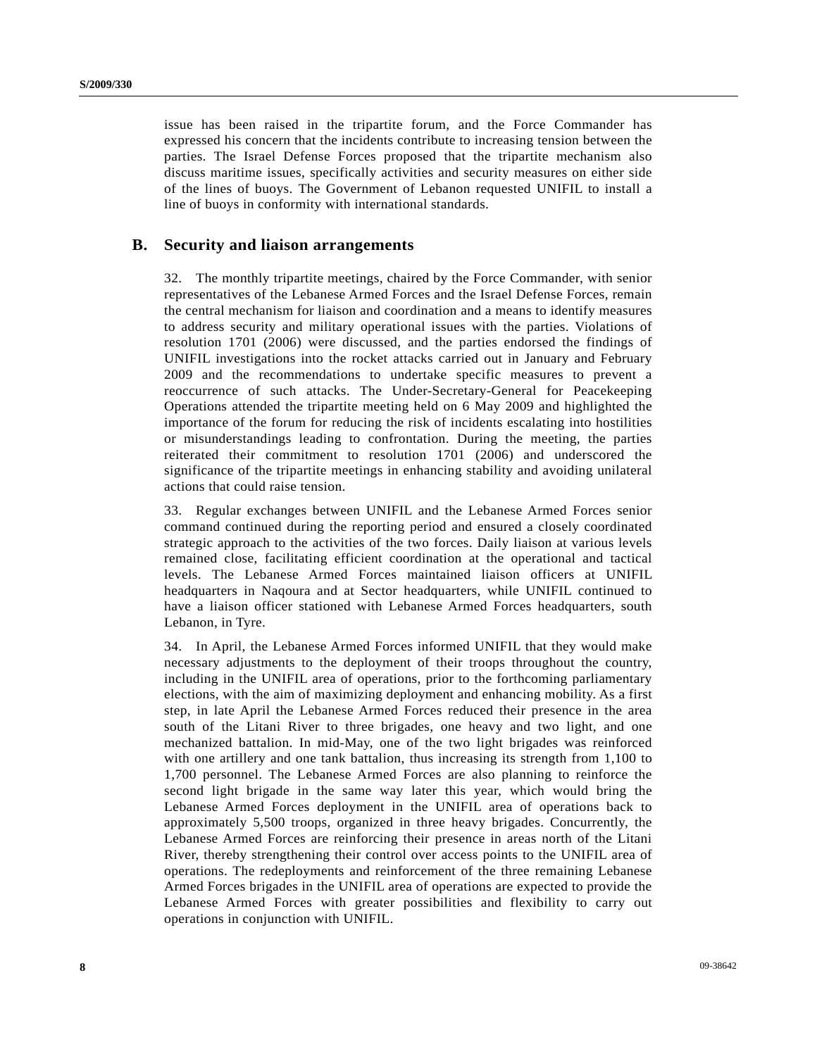issue has been raised in the tripartite forum, and the Force Commander has expressed his concern that the incidents contribute to increasing tension between the parties. The Israel Defense Forces proposed that the tripartite mechanism also discuss maritime issues, specifically activities and security measures on either side of the lines of buoys. The Government of Lebanon requested UNIFIL to install a line of buoys in conformity with international standards.

## B. Security and liaison arrangements

32. The monthly tripartite meetings, chaired by the Force Commander, with senior representatives of the Lebanese Armed Forces and the Israel Defense Forces, remain the central mechanism for liaison and coordination and a means to identify measures to address security and military operational issues with the parties. Violations of resolution 1701 (2006) were discussed, and the parties endorsed the findings of UNIFIL investigations into the rocket attacks carried out in January and February 2009 and the recommendations to undertake specific measures to prevent a reoccurrence of such attacks. The Under-Secretary-General for Peacekeeping Operations attended the tripartite meeting held on 6 May 2009 and highlighted the importance of the forum for reducing the risk of incidents escalating into hostilities or misunderstandings leading to confrontation. During the meeting, the parties reiterated their commitment to resolution 1701 (2006) and underscored the significance of the tripartite meetings in enhancing stability and avoiding unilateral actions that could raise tension.

33. Regular exchanges between UNIFIL and the Lebanese Armed Forces senior command continued during the reporting period and ensured a closely coordinated strategic approach to the activities of the two forces. Daily liaison at various levels remained close, facilitating efficient coordination at the operational and tactical levels. The Lebanese Armed Forces maintained liaison officers at UNIFIL headquarters in Naqoura and at Sector headquarters, while UNIFIL continued to have a liaison officer stationed with Lebanese Armed Forces headquarters, south Lebanon, in Tyre.

34. In April, the Lebanese Armed Forces informed UNIFIL that they would make necessary adjustments to the deployment of their troops throughout the country, including in the UNIFIL area of operations, prior to the forthcoming parliamentary elections, with the aim of maximizing deployment and enhancing mobility. As a first step, in late April the Lebanese Armed Forces reduced their presence in the area south of the Litani River to three brigades, one heavy and two light, and one mechanized battalion. In mid-May, one of the two light brigades was reinforced with one artillery and one tank battalion, thus increasing its strength from 1,100 to 1,700 personnel. The Lebanese Armed Forces are also planning to reinforce the second light brigade in the same way later this year, which would bring the Lebanese Armed Forces deployment in the UNIFIL area of operations back to approximately 5,500 troops, organized in three heavy brigades. Concurrently, the Lebanese Armed Forces are reinforcing their presence in areas north of the Litani River, thereby strengthening their control over access points to the UNIFIL area of operations. The redeployments and reinforcement of the three remaining Lebanese Armed Forces brigades in the UNIFIL area of operations are expected to provide the Lebanese Armed Forces with greater possibilities and flexibility to carry out operations in conjunction with UNIFIL.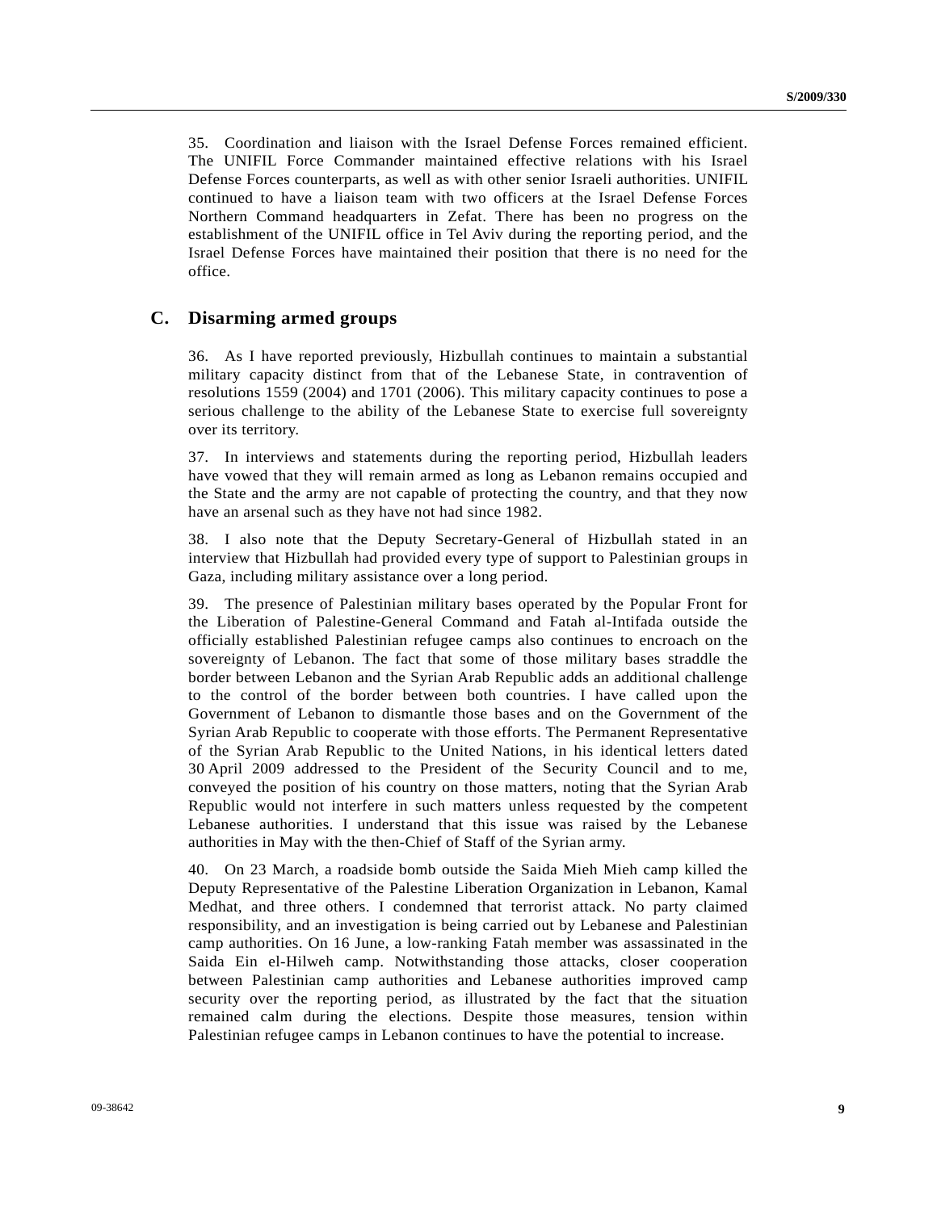35. Coordination and liaison with the Israel Defense Forces remained efficient. The UNIFIL Force Commander maintained effective relations with his Israel Defense Forces counterparts, as well as with other senior Israeli authorities. UNIFIL continued to have a liaison team with two officers at the Israel Defense Forces Northern Command headquarters in Zefat. There has been no progress on the establishment of the UNIFIL office in Tel Aviv during the reporting period, and the Israel Defense Forces have maintained their position that there is no need for the office.

## C. Disarming armed groups

36. As I have reported previously, Hizbullah continues to maintain a substantial military capacity distinct from that of the Lebanese State, in contravention of resolutions 1559 (2004) and 1701 (2006). This military capacity continues to pose a serious challenge to the ability of the Lebanese State to exercise full sovereignty over its territory.

37. In interviews and statements during the reporting period, Hizbullah leaders have vowed that they will remain armed as long as Lebanon remains occupied and the State and the army are not capable of protecting the country, and that they now have an arsenal such as they have not had since 1982.

38. I also note that the Deputy Secretary-General of Hizbullah stated in an interview that Hizbullah had provided every type of support to Palestinian groups in Gaza, including military assistance over a long period.

39. The presence of Palestinian military bases operated by the Popular Front for the Liberation of Palestine-General Command and Fatah al-Intifada outside the officially established Palestinian refugee camps also continues to encroach on the sovereignty of Lebanon. The fact that some of those military bases straddle the border between Lebanon and the Syrian Arab Republic adds an additional challenge to the control of the border between both countries. I have called upon the Government of Lebanon to dismantle those bases and on the Government of the Syrian Arab Republic to cooperate with those efforts. The Permanent Representative of the Syrian Arab Republic to the United Nations, in his identical letters dated 30 April 2009 addressed to the President of the Security Council and to me, conveyed the position of his country on those matters, noting that the Syrian Arab Republic would not interfere in such matters unless requested by the competent Lebanese authorities. I understand that this issue was raised by the Lebanese authorities in May with the then-Chief of Staff of the Syrian army.

40. On 23 March, a roadside bomb outside the Saida Mieh Mieh camp killed the Deputy Representative of the Palestine Liberation Organization in Lebanon, Kamal Medhat, and three others. I condemned that terrorist attack. No party claimed responsibility, and an investigation is being carried out by Lebanese and Palestinian camp authorities. On 16 June, a low-ranking Fatah member was assassinated in the Saida Ein el-Hilweh camp. Notwithstanding those attacks, closer cooperation between Palestinian camp authorities and Lebanese authorities improved camp security over the reporting period, as illustrated by the fact that the situation remained calm during the elections. Despite those measures, tension within Palestinian refugee camps in Lebanon continues to have the potential to increase.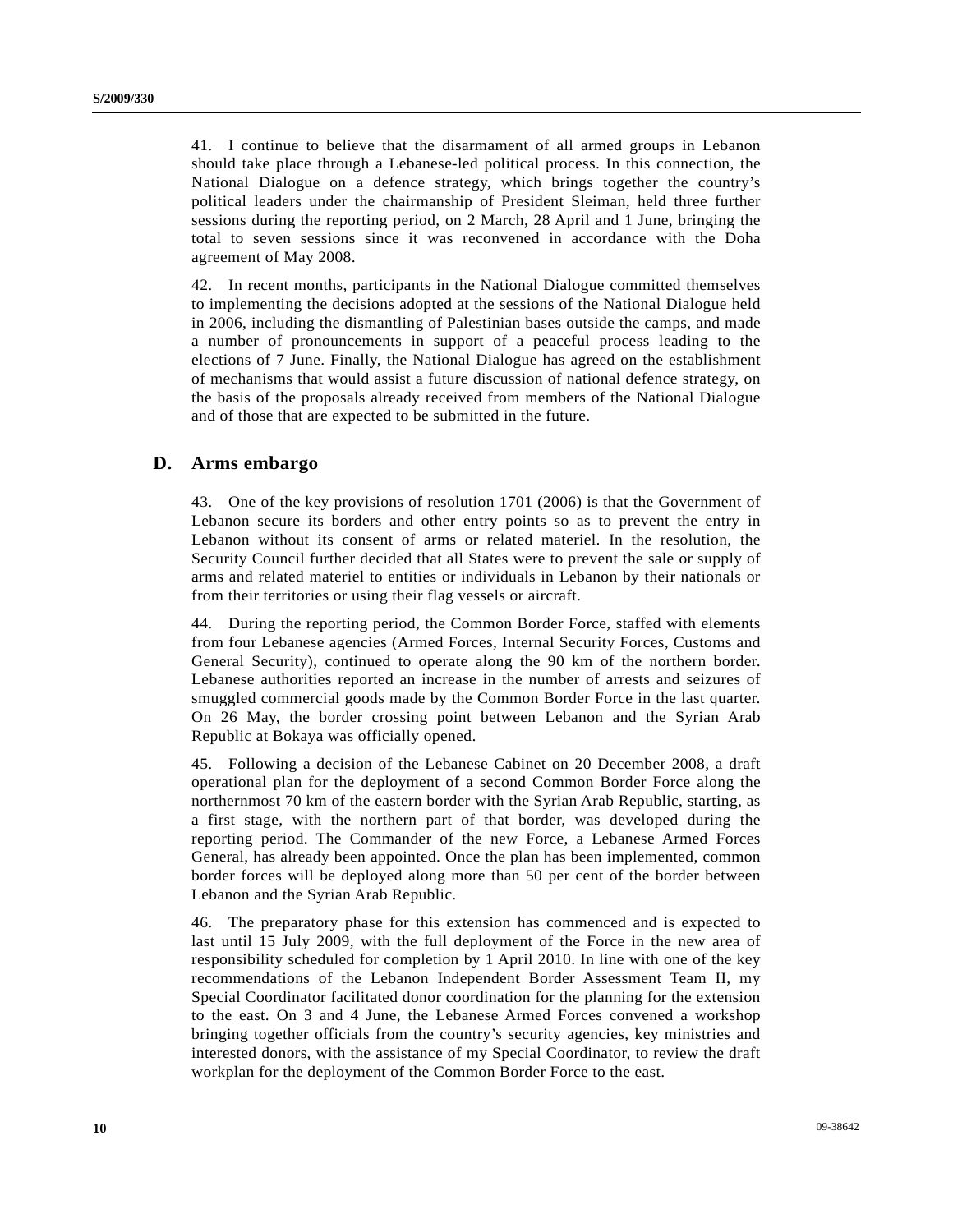41. I continue to believe that the disarmament of all armed groups in Lebanon should take place through a Lebanese-led political process. In this connection, the National Dialogue on a defence strategy, which brings together the country's political leaders under the chairmanship of President Sleiman, held three further sessions during the reporting period, on 2 March, 28 April and 1 June, bringing the total to seven sessions since it was reconvened in accordance with the Doha agreement of May 2008.

42. In recent months, participants in the National Dialogue committed themselves to implementing the decisions adopted at the sessions of the National Dialogue held in 2006, including the dismantling of Palestinian bases outside the camps, and made a number of pronouncements in support of a peaceful process leading to the elections of 7 June. Finally, the National Dialogue has agreed on the establishment of mechanisms that would assist a future discussion of national defence strategy, on the basis of the proposals already received from members of the National Dialogue and of those that are expected to be submitted in the future.

## D. Arms embargo

43. One of the key provisions of resolution 1701 (2006) is that the Government of Lebanon secure its borders and other entry points so as to prevent the entry in Lebanon without its consent of arms or related materiel. In the resolution, the Security Council further decided that all States were to prevent the sale or supply of arms and related materiel to entities or individuals in Lebanon by their nationals or from their territories or using their flag vessels or aircraft.

44. During the reporting period, the Common Border Force, staffed with elements from four Lebanese agencies (Armed Forces, Internal Security Forces, Customs and General Security), continued to operate along the 90 km of the northern border. Lebanese authorities reported an increase in the number of arrests and seizures of smuggled commercial goods made by the Common Border Force in the last quarter. On 26 May, the border crossing point between Lebanon and the Syrian Arab Republic at Bokaya was officially opened.

45. Following a decision of the Lebanese Cabinet on 20 December 2008, a draft operational plan for the deployment of a second Common Border Force along the northernmost 70 km of the eastern border with the Syrian Arab Republic, starting, as a first stage, with the northern part of that border, was developed during the reporting period. The Commander of the new Force, a Lebanese Armed Forces General, has already been appointed. Once the plan has been implemented, common border forces will be deployed along more than 50 per cent of the border between Lebanon and the Syrian Arab Republic.

46. The preparatory phase for this extension has commenced and is expected to last until 15 July 2009, with the full deployment of the Force in the new area of responsibility scheduled for completion by 1 April 2010. In line with one of the key recommendations of the Lebanon Independent Border Assessment Team II, my Special Coordinator facilitated donor coordination for the planning for the extension to the east. On 3 and 4 June, the Lebanese Armed Forces convened a workshop bringing together officials from the country's security agencies, key ministries and interested donors, with the assistance of my Special Coordinator, to review the draft workplan for the deployment of the Common Border Force to the east.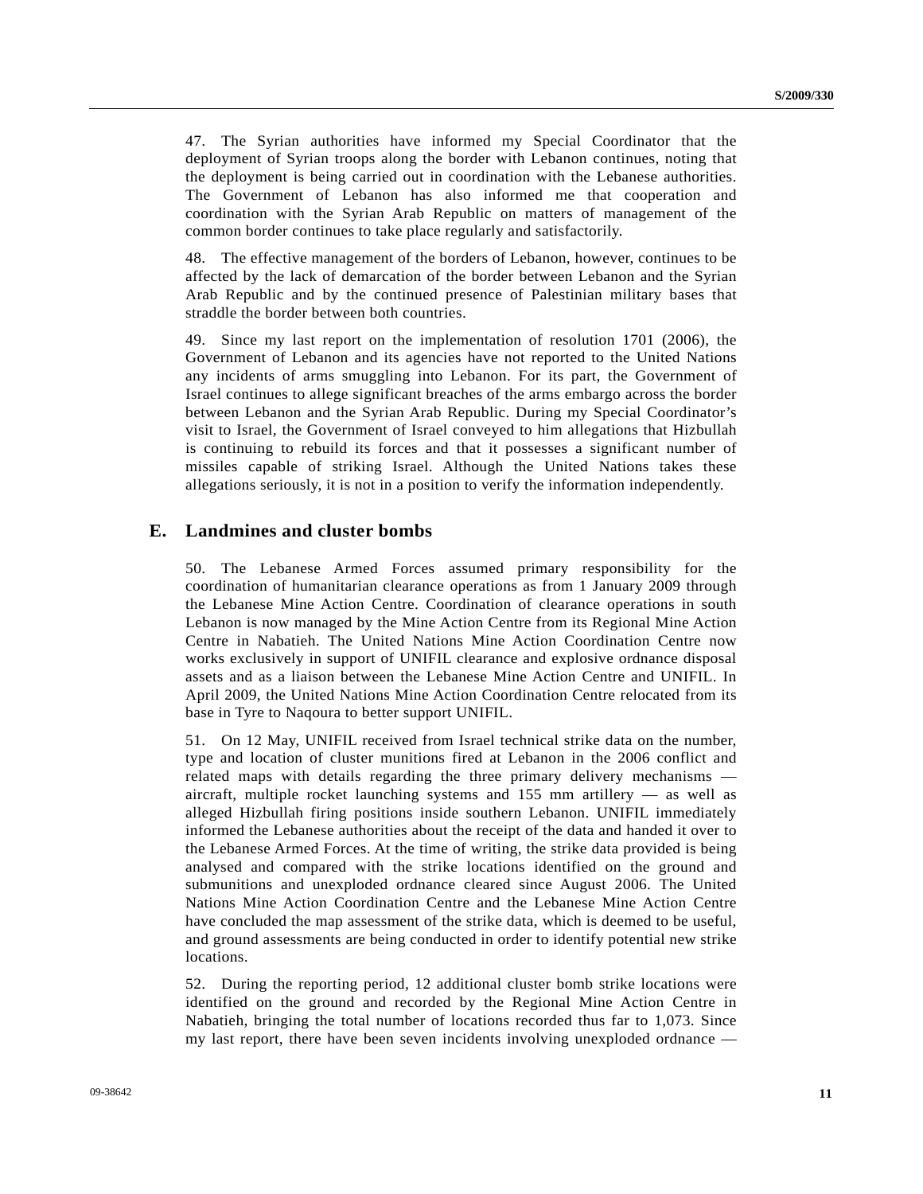47. The Syrian authorities have informed my Special Coordinator that the deployment of Syrian troops along the border with Lebanon continues, noting that the deployment is being carried out in coordination with the Lebanese authorities. The Government of Lebanon has also informed me that cooperation and coordination with the Syrian Arab Republic on matters of management of the common border continues to take place regularly and satisfactorily.

48. The effective management of the borders of Lebanon, however, continues to be affected by the lack of demarcation of the border between Lebanon and the Syrian Arab Republic and by the continued presence of Palestinian military bases that straddle the border between both countries.

49. Since my last report on the implementation of resolution 1701 (2006), the Government of Lebanon and its agencies have not reported to the United Nations any incidents of arms smuggling into Lebanon. For its part, the Government of Israel continues to allege significant breaches of the arms embargo across the border between Lebanon and the Syrian Arab Republic. During my Special Coordinator's visit to Israel, the Government of Israel conveyed to him allegations that Hizbullah is continuing to rebuild its forces and that it possesses a significant number of missiles capable of striking Israel. Although the United Nations takes these allegations seriously, it is not in a position to verify the information independently.

## E. Landmines and cluster bombs

50. The Lebanese Armed Forces assumed primary responsibility for the coordination of humanitarian clearance operations as from 1 January 2009 through the Lebanese Mine Action Centre. Coordination of clearance operations in south Lebanon is now managed by the Mine Action Centre from its Regional Mine Action Centre in Nabatieh. The United Nations Mine Action Coordination Centre now works exclusively in support of UNIFIL clearance and explosive ordnance disposal assets and as a liaison between the Lebanese Mine Action Centre and UNIFIL. In April 2009, the United Nations Mine Action Coordination Centre relocated from its base in Tyre to Naqoura to better support UNIFIL.

51. On 12 May, UNIFIL received from Israel technical strike data on the number, type and location of cluster munitions fired at Lebanon in the 2006 conflict and related maps with details regarding the three primary delivery mechanisms — aircraft, multiple rocket launching systems and 155 mm artillery — as well as alleged Hizbullah firing positions inside southern Lebanon. UNIFIL immediately informed the Lebanese authorities about the receipt of the data and handed it over to the Lebanese Armed Forces. At the time of writing, the strike data provided is being analysed and compared with the strike locations identified on the ground and submunitions and unexploded ordnance cleared since August 2006. The United Nations Mine Action Coordination Centre and the Lebanese Mine Action Centre have concluded the map assessment of the strike data, which is deemed to be useful, and ground assessments are being conducted in order to identify potential new strike locations.

52. During the reporting period, 12 additional cluster bomb strike locations were identified on the ground and recorded by the Regional Mine Action Centre in Nabatieh, bringing the total number of locations recorded thus far to 1,073. Since my last report, there have been seven incidents involving unexploded ordnance —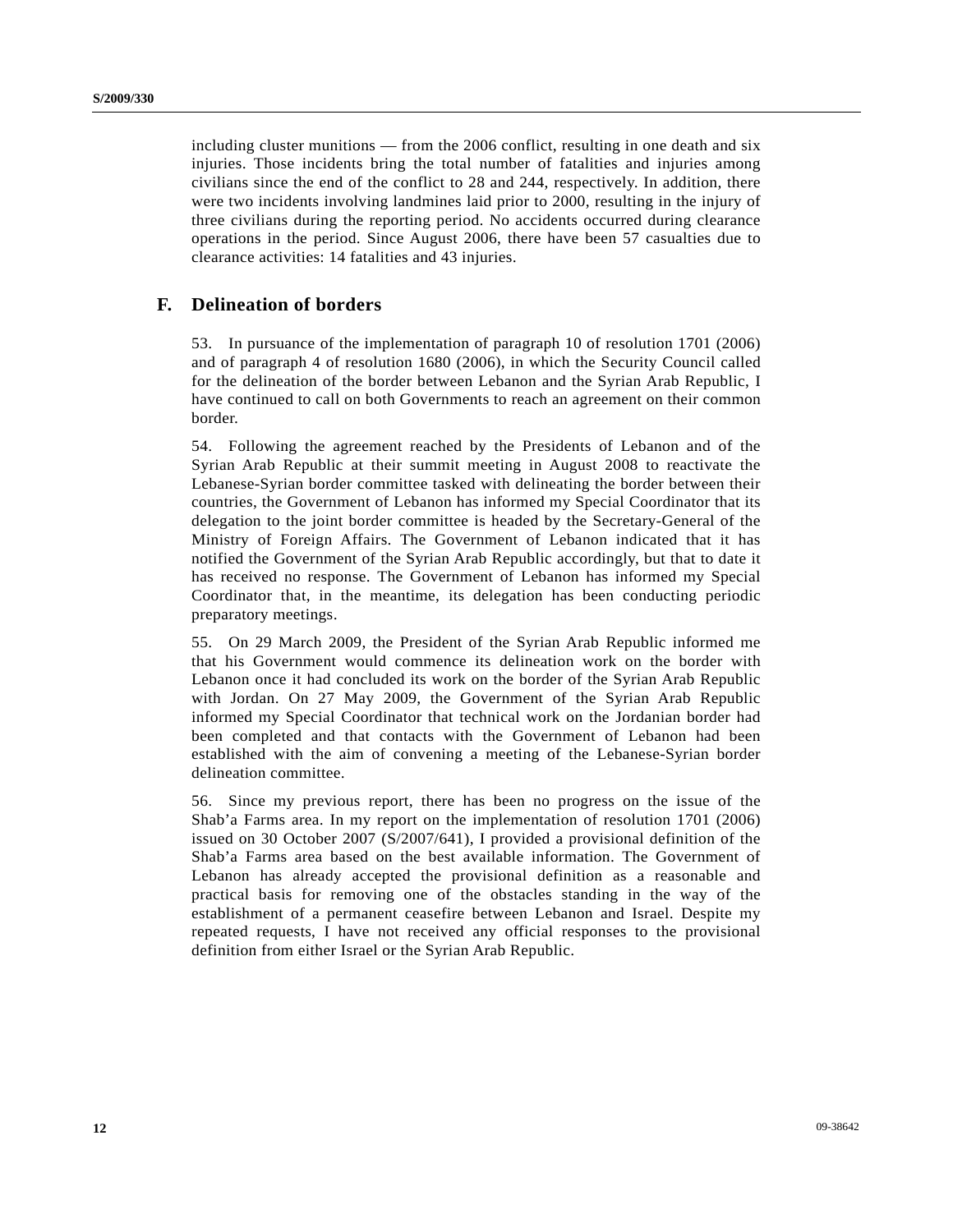including cluster munitions — from the 2006 conflict, resulting in one death and six injuries. Those incidents bring the total number of fatalities and injuries among civilians since the end of the conflict to 28 and 244, respectively. In addition, there were two incidents involving landmines laid prior to 2000, resulting in the injury of three civilians during the reporting period. No accidents occurred during clearance operations in the period. Since August 2006, there have been 57 casualties due to clearance activities: 14 fatalities and 43 injuries.

## F. Delineation of borders

53. In pursuance of the implementation of paragraph 10 of resolution 1701 (2006) and of paragraph 4 of resolution 1680 (2006), in which the Security Council called for the delineation of the border between Lebanon and the Syrian Arab Republic, I have continued to call on both Governments to reach an agreement on their common border.

54. Following the agreement reached by the Presidents of Lebanon and of the Syrian Arab Republic at their summit meeting in August 2008 to reactivate the Lebanese-Syrian border committee tasked with delineating the border between their countries, the Government of Lebanon has informed my Special Coordinator that its delegation to the joint border committee is headed by the Secretary-General of the Ministry of Foreign Affairs. The Government of Lebanon indicated that it has notified the Government of the Syrian Arab Republic accordingly, but that to date it has received no response. The Government of Lebanon has informed my Special Coordinator that, in the meantime, its delegation has been conducting periodic preparatory meetings.

55. On 29 March 2009, the President of the Syrian Arab Republic informed me that his Government would commence its delineation work on the border with Lebanon once it had concluded its work on the border of the Syrian Arab Republic with Jordan. On 27 May 2009, the Government of the Syrian Arab Republic informed my Special Coordinator that technical work on the Jordanian border had been completed and that contacts with the Government of Lebanon had been established with the aim of convening a meeting of the Lebanese-Syrian border delineation committee.

56. Since my previous report, there has been no progress on the issue of the Shab'a Farms area. In my report on the implementation of resolution 1701 (2006) issued on 30 October 2007 (S/2007/641), I provided a provisional definition of the Shab'a Farms area based on the best available information. The Government of Lebanon has already accepted the provisional definition as a reasonable and practical basis for removing one of the obstacles standing in the way of the establishment of a permanent ceasefire between Lebanon and Israel. Despite my repeated requests, I have not received any official responses to the provisional definition from either Israel or the Syrian Arab Republic.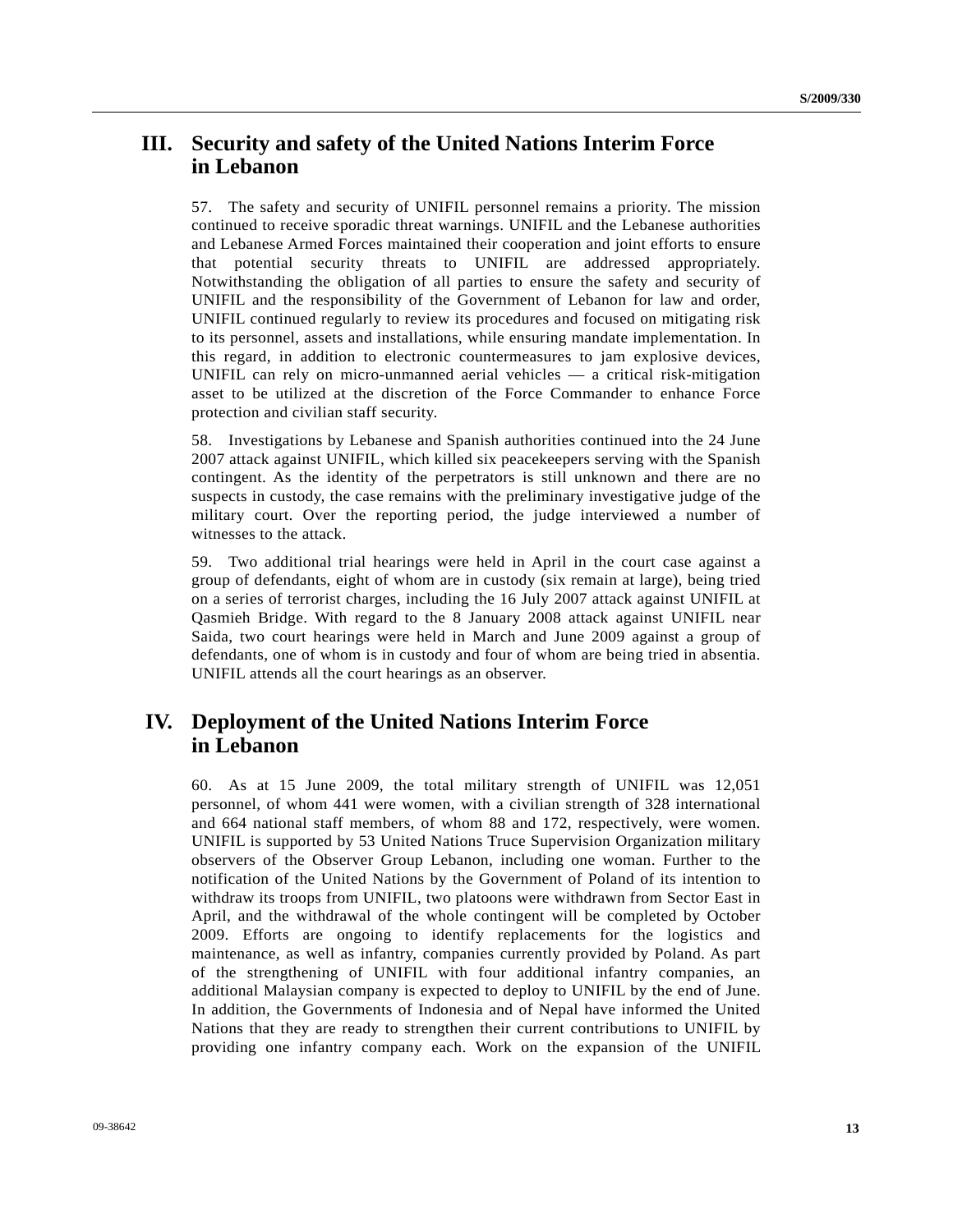## III. Security and safety of the United Nations Interim Force in Lebanon

57. The safety and security of UNIFIL personnel remains a priority. The mission continued to receive sporadic threat warnings. UNIFIL and the Lebanese authorities and Lebanese Armed Forces maintained their cooperation and joint efforts to ensure that potential security threats to UNIFIL are addressed appropriately. Notwithstanding the obligation of all parties to ensure the safety and security of UNIFIL and the responsibility of the Government of Lebanon for law and order, UNIFIL continued regularly to review its procedures and focused on mitigating risk to its personnel, assets and installations, while ensuring mandate implementation. In this regard, in addition to electronic countermeasures to jam explosive devices, UNIFIL can rely on micro-unmanned aerial vehicles — a critical risk-mitigation asset to be utilized at the discretion of the Force Commander to enhance Force protection and civilian staff security.

58. Investigations by Lebanese and Spanish authorities continued into the 24 June 2007 attack against UNIFIL, which killed six peacekeepers serving with the Spanish contingent. As the identity of the perpetrators is still unknown and there are no suspects in custody, the case remains with the preliminary investigative judge of the military court. Over the reporting period, the judge interviewed a number of witnesses to the attack.

59. Two additional trial hearings were held in April in the court case against a group of defendants, eight of whom are in custody (six remain at large), being tried on a series of terrorist charges, including the 16 July 2007 attack against UNIFIL at Qasmieh Bridge. With regard to the 8 January 2008 attack against UNIFIL near Saida, two court hearings were held in March and June 2009 against a group of defendants, one of whom is in custody and four of whom are being tried in absentia. UNIFIL attends all the court hearings as an observer.

## IV. Deployment of the United Nations Interim Force in Lebanon

60. As at 15 June 2009, the total military strength of UNIFIL was 12,051 personnel, of whom 441 were women, with a civilian strength of 328 international and 664 national staff members, of whom 88 and 172, respectively, were women. UNIFIL is supported by 53 United Nations Truce Supervision Organization military observers of the Observer Group Lebanon, including one woman. Further to the notification of the United Nations by the Government of Poland of its intention to withdraw its troops from UNIFIL, two platoons were withdrawn from Sector East in April, and the withdrawal of the whole contingent will be completed by October 2009. Efforts are ongoing to identify replacements for the logistics and maintenance, as well as infantry, companies currently provided by Poland. As part of the strengthening of UNIFIL with four additional infantry companies, an additional Malaysian company is expected to deploy to UNIFIL by the end of June. In addition, the Governments of Indonesia and of Nepal have informed the United Nations that they are ready to strengthen their current contributions to UNIFIL by providing one infantry company each. Work on the expansion of the UNIFIL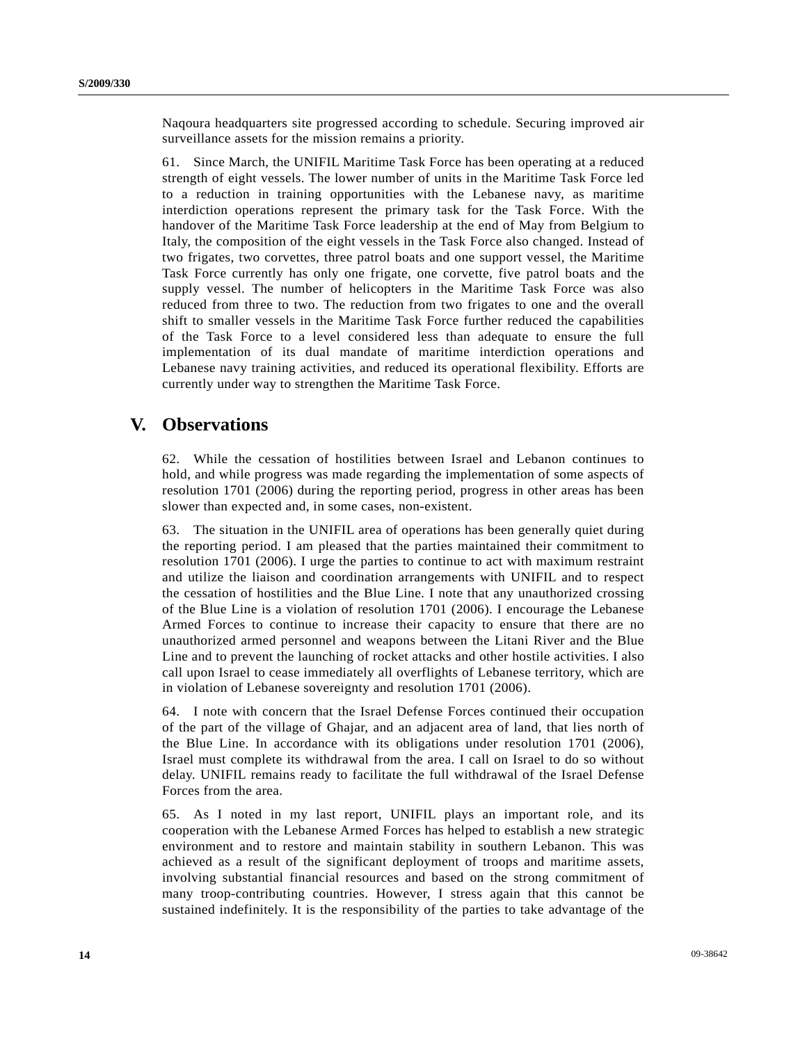Naqoura headquarters site progressed according to schedule. Securing improved air surveillance assets for the mission remains a priority.

61. Since March, the UNIFIL Maritime Task Force has been operating at a reduced strength of eight vessels. The lower number of units in the Maritime Task Force led to a reduction in training opportunities with the Lebanese navy, as maritime interdiction operations represent the primary task for the Task Force. With the handover of the Maritime Task Force leadership at the end of May from Belgium to Italy, the composition of the eight vessels in the Task Force also changed. Instead of two frigates, two corvettes, three patrol boats and one support vessel, the Maritime Task Force currently has only one frigate, one corvette, five patrol boats and the supply vessel. The number of helicopters in the Maritime Task Force was also reduced from three to two. The reduction from two frigates to one and the overall shift to smaller vessels in the Maritime Task Force further reduced the capabilities of the Task Force to a level considered less than adequate to ensure the full implementation of its dual mandate of maritime interdiction operations and Lebanese navy training activities, and reduced its operational flexibility. Efforts are currently under way to strengthen the Maritime Task Force.

# V. Observations

62. While the cessation of hostilities between Israel and Lebanon continues to hold, and while progress was made regarding the implementation of some aspects of resolution 1701 (2006) during the reporting period, progress in other areas has been slower than expected and, in some cases, non-existent.

63. The situation in the UNIFIL area of operations has been generally quiet during the reporting period. I am pleased that the parties maintained their commitment to resolution 1701 (2006). I urge the parties to continue to act with maximum restraint and utilize the liaison and coordination arrangements with UNIFIL and to respect the cessation of hostilities and the Blue Line. I note that any unauthorized crossing of the Blue Line is a violation of resolution 1701 (2006). I encourage the Lebanese Armed Forces to continue to increase their capacity to ensure that there are no unauthorized armed personnel and weapons between the Litani River and the Blue Line and to prevent the launching of rocket attacks and other hostile activities. I also call upon Israel to cease immediately all overflights of Lebanese territory, which are in violation of Lebanese sovereignty and resolution 1701 (2006).

64. I note with concern that the Israel Defense Forces continued their occupation of the part of the village of Ghajar, and an adjacent area of land, that lies north of the Blue Line. In accordance with its obligations under resolution 1701 (2006), Israel must complete its withdrawal from the area. I call on Israel to do so without delay. UNIFIL remains ready to facilitate the full withdrawal of the Israel Defense Forces from the area.

65. As I noted in my last report, UNIFIL plays an important role, and its cooperation with the Lebanese Armed Forces has helped to establish a new strategic environment and to restore and maintain stability in southern Lebanon. This was achieved as a result of the significant deployment of troops and maritime assets, involving substantial financial resources and based on the strong commitment of many troop-contributing countries. However, I stress again that this cannot be sustained indefinitely. It is the responsibility of the parties to take advantage of the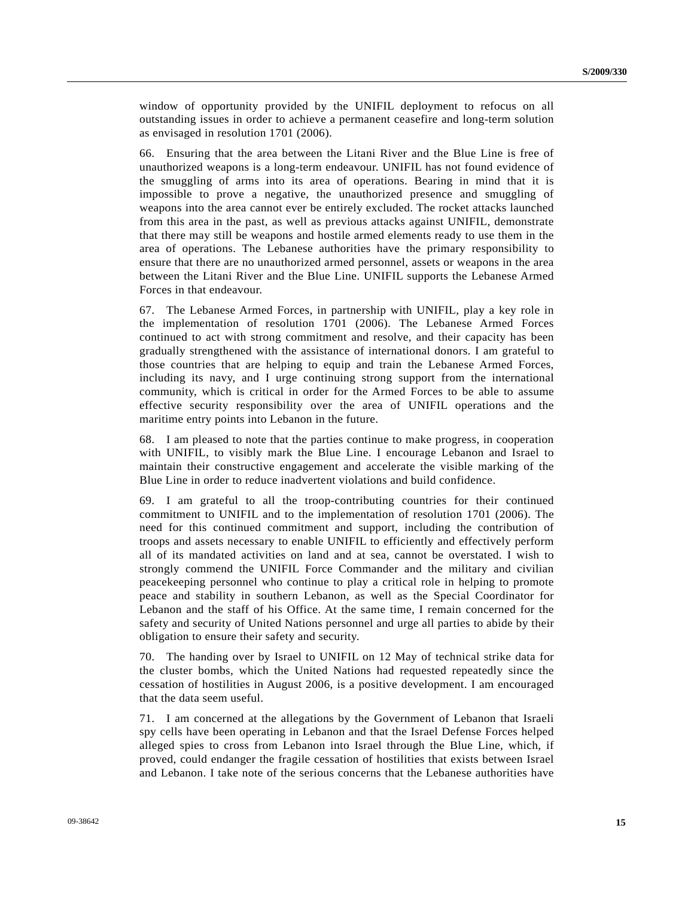window of opportunity provided by the UNIFIL deployment to refocus on all outstanding issues in order to achieve a permanent ceasefire and long-term solution as envisaged in resolution 1701 (2006).

66. Ensuring that the area between the Litani River and the Blue Line is free of unauthorized weapons is a long-term endeavour. UNIFIL has not found evidence of the smuggling of arms into its area of operations. Bearing in mind that it is impossible to prove a negative, the unauthorized presence and smuggling of weapons into the area cannot ever be entirely excluded. The rocket attacks launched from this area in the past, as well as previous attacks against UNIFIL, demonstrate that there may still be weapons and hostile armed elements ready to use them in the area of operations. The Lebanese authorities have the primary responsibility to ensure that there are no unauthorized armed personnel, assets or weapons in the area between the Litani River and the Blue Line. UNIFIL supports the Lebanese Armed Forces in that endeavour.

67. The Lebanese Armed Forces, in partnership with UNIFIL, play a key role in the implementation of resolution 1701 (2006). The Lebanese Armed Forces continued to act with strong commitment and resolve, and their capacity has been gradually strengthened with the assistance of international donors. I am grateful to those countries that are helping to equip and train the Lebanese Armed Forces, including its navy, and I urge continuing strong support from the international community, which is critical in order for the Armed Forces to be able to assume effective security responsibility over the area of UNIFIL operations and the maritime entry points into Lebanon in the future.

68. I am pleased to note that the parties continue to make progress, in cooperation with UNIFIL, to visibly mark the Blue Line. I encourage Lebanon and Israel to maintain their constructive engagement and accelerate the visible marking of the Blue Line in order to reduce inadvertent violations and build confidence.

69. I am grateful to all the troop-contributing countries for their continued commitment to UNIFIL and to the implementation of resolution 1701 (2006). The need for this continued commitment and support, including the contribution of troops and assets necessary to enable UNIFIL to efficiently and effectively perform all of its mandated activities on land and at sea, cannot be overstated. I wish to strongly commend the UNIFIL Force Commander and the military and civilian peacekeeping personnel who continue to play a critical role in helping to promote peace and stability in southern Lebanon, as well as the Special Coordinator for Lebanon and the staff of his Office. At the same time, I remain concerned for the safety and security of United Nations personnel and urge all parties to abide by their obligation to ensure their safety and security.

70. The handing over by Israel to UNIFIL on 12 May of technical strike data for the cluster bombs, which the United Nations had requested repeatedly since the cessation of hostilities in August 2006, is a positive development. I am encouraged that the data seem useful.

71. I am concerned at the allegations by the Government of Lebanon that Israeli spy cells have been operating in Lebanon and that the Israel Defense Forces helped alleged spies to cross from Lebanon into Israel through the Blue Line, which, if proved, could endanger the fragile cessation of hostilities that exists between Israel and Lebanon. I take note of the serious concerns that the Lebanese authorities have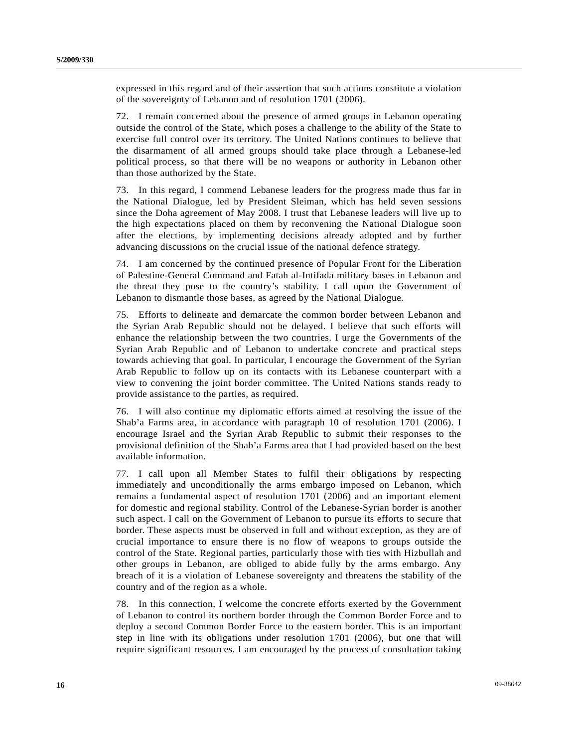expressed in this regard and of their assertion that such actions constitute a violation of the sovereignty of Lebanon and of resolution 1701 (2006).

72. I remain concerned about the presence of armed groups in Lebanon operating outside the control of the State, which poses a challenge to the ability of the State to exercise full control over its territory. The United Nations continues to believe that the disarmament of all armed groups should take place through a Lebanese-led political process, so that there will be no weapons or authority in Lebanon other than those authorized by the State.

73. In this regard, I commend Lebanese leaders for the progress made thus far in the National Dialogue, led by President Sleiman, which has held seven sessions since the Doha agreement of May 2008. I trust that Lebanese leaders will live up to the high expectations placed on them by reconvening the National Dialogue soon after the elections, by implementing decisions already adopted and by further advancing discussions on the crucial issue of the national defence strategy.

74. I am concerned by the continued presence of Popular Front for the Liberation of Palestine-General Command and Fatah al-Intifada military bases in Lebanon and the threat they pose to the country's stability. I call upon the Government of Lebanon to dismantle those bases, as agreed by the National Dialogue.

75. Efforts to delineate and demarcate the common border between Lebanon and the Syrian Arab Republic should not be delayed. I believe that such efforts will enhance the relationship between the two countries. I urge the Governments of the Syrian Arab Republic and of Lebanon to undertake concrete and practical steps towards achieving that goal. In particular, I encourage the Government of the Syrian Arab Republic to follow up on its contacts with its Lebanese counterpart with a view to convening the joint border committee. The United Nations stands ready to provide assistance to the parties, as required.

76. I will also continue my diplomatic efforts aimed at resolving the issue of the Shab'a Farms area, in accordance with paragraph 10 of resolution 1701 (2006). I encourage Israel and the Syrian Arab Republic to submit their responses to the provisional definition of the Shab'a Farms area that I had provided based on the best available information.

77. I call upon all Member States to fulfil their obligations by respecting immediately and unconditionally the arms embargo imposed on Lebanon, which remains a fundamental aspect of resolution 1701 (2006) and an important element for domestic and regional stability. Control of the Lebanese-Syrian border is another such aspect. I call on the Government of Lebanon to pursue its efforts to secure that border. These aspects must be observed in full and without exception, as they are of crucial importance to ensure there is no flow of weapons to groups outside the control of the State. Regional parties, particularly those with ties with Hizbullah and other groups in Lebanon, are obliged to abide fully by the arms embargo. Any breach of it is a violation of Lebanese sovereignty and threatens the stability of the country and of the region as a whole.

78. In this connection, I welcome the concrete efforts exerted by the Government of Lebanon to control its northern border through the Common Border Force and to deploy a second Common Border Force to the eastern border. This is an important step in line with its obligations under resolution 1701 (2006), but one that will require significant resources. I am encouraged by the process of consultation taking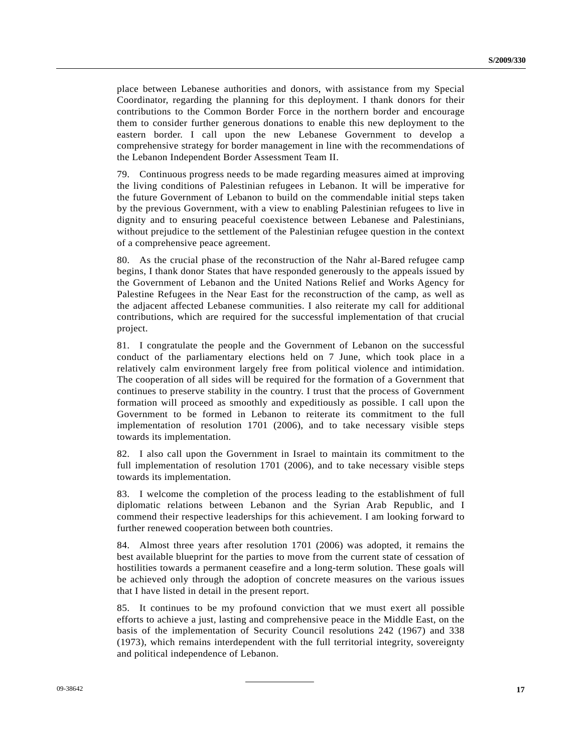place between Lebanese authorities and donors, with assistance from my Special Coordinator, regarding the planning for this deployment. I thank donors for their contributions to the Common Border Force in the northern border and encourage them to consider further generous donations to enable this new deployment to the eastern border. I call upon the new Lebanese Government to develop a comprehensive strategy for border management in line with the recommendations of the Lebanon Independent Border Assessment Team II.

79. Continuous progress needs to be made regarding measures aimed at improving the living conditions of Palestinian refugees in Lebanon. It will be imperative for the future Government of Lebanon to build on the commendable initial steps taken by the previous Government, with a view to enabling Palestinian refugees to live in dignity and to ensuring peaceful coexistence between Lebanese and Palestinians, without prejudice to the settlement of the Palestinian refugee question in the context of a comprehensive peace agreement.

80. As the crucial phase of the reconstruction of the Nahr al-Bared refugee camp begins, I thank donor States that have responded generously to the appeals issued by the Government of Lebanon and the United Nations Relief and Works Agency for Palestine Refugees in the Near East for the reconstruction of the camp, as well as the adjacent affected Lebanese communities. I also reiterate my call for additional contributions, which are required for the successful implementation of that crucial project.

81. I congratulate the people and the Government of Lebanon on the successful conduct of the parliamentary elections held on 7 June, which took place in a relatively calm environment largely free from political violence and intimidation. The cooperation of all sides will be required for the formation of a Government that continues to preserve stability in the country. I trust that the process of Government formation will proceed as smoothly and expeditiously as possible. I call upon the Government to be formed in Lebanon to reiterate its commitment to the full implementation of resolution 1701 (2006), and to take necessary visible steps towards its implementation.

82. I also call upon the Government in Israel to maintain its commitment to the full implementation of resolution 1701 (2006), and to take necessary visible steps towards its implementation.

83. I welcome the completion of the process leading to the establishment of full diplomatic relations between Lebanon and the Syrian Arab Republic, and I commend their respective leaderships for this achievement. I am looking forward to further renewed cooperation between both countries.

84. Almost three years after resolution 1701 (2006) was adopted, it remains the best available blueprint for the parties to move from the current state of cessation of hostilities towards a permanent ceasefire and a long-term solution. These goals will be achieved only through the adoption of concrete measures on the various issues that I have listed in detail in the present report.

85. It continues to be my profound conviction that we must exert all possible efforts to achieve a just, lasting and comprehensive peace in the Middle East, on the basis of the implementation of Security Council resolutions 242 (1967) and 338 (1973), which remains interdependent with the full territorial integrity, sovereignty and political independence of Lebanon.